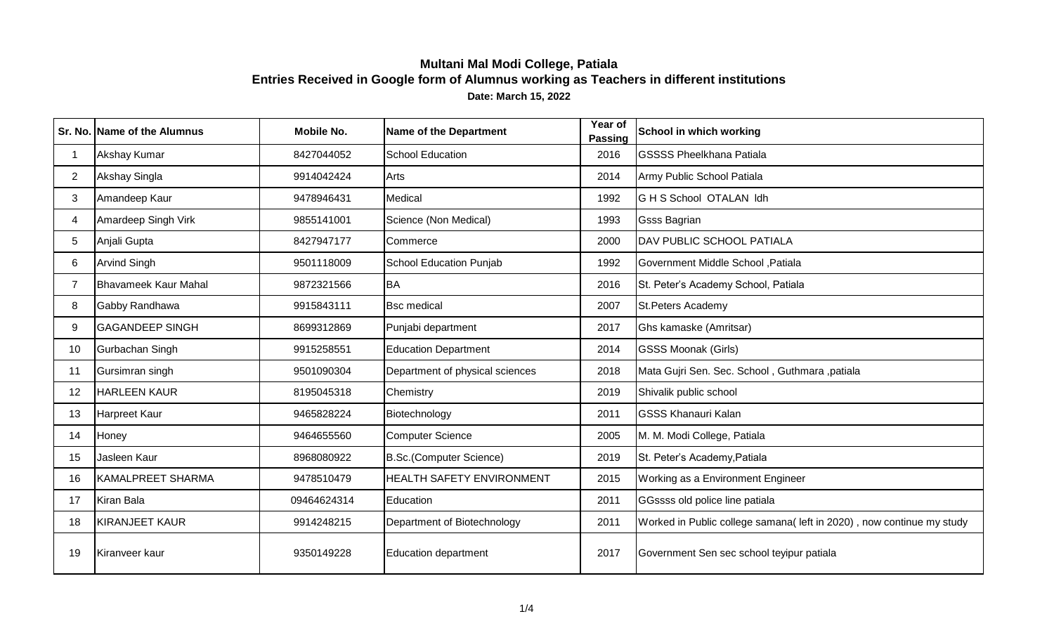# Multani Mal Modi College, Patiala

## Entries Received in Google form of Alumnus working as Teachers in different institutions

**Date: March 15, 2022**

| Sr. No. | Name of the Alumnus | Mobile No. | Name of the Department | Year of Passing | School in which working |
|---|---|---|---|---|---|
| 1 | Akshay Kumar | 8427044052 | School Education | 2016 | GSSSS Pheelkhana Patiala |
| 2 | Akshay Singla | 9914042424 | Arts | 2014 | Army Public School Patiala |
| 3 | Amandeep Kaur | 9478946431 | Medical | 1992 | G H S School OTALAN ldh |
| 4 | Amardeep Singh Virk | 9855141001 | Science (Non Medical) | 1993 | Gsss Bagrian |
| 5 | Anjali Gupta | 8427947177 | Commerce | 2000 | DAV PUBLIC SCHOOL PATIALA |
| 6 | Arvind Singh | 9501118009 | School Education Punjab | 1992 | Government Middle School ,Patiala |
| 7 | Bhavameek Kaur Mahal | 9872321566 | BA | 2016 | St. Peter's Academy School, Patiala |
| 8 | Gabby Randhawa | 9915843111 | Bsc medical | 2007 | St.Peters Academy |
| 9 | GAGANDEEP SINGH | 8699312869 | Punjabi department | 2017 | Ghs kamaske (Amritsar) |
| 10 | Gurbachan Singh | 9915258551 | Education Department | 2014 | GSSS Moonak (Girls) |
| 11 | Gursimran singh | 9501090304 | Department of physical sciences | 2018 | Mata Gujri Sen. Sec. School , Guthmara ,patiala |
| 12 | HARLEEN KAUR | 8195045318 | Chemistry | 2019 | Shivalik public school |
| 13 | Harpreet Kaur | 9465828224 | Biotechnology | 2011 | GSSS Khanauri Kalan |
| 14 | Honey | 9464655560 | Computer Science | 2005 | M. M. Modi College, Patiala |
| 15 | Jasleen Kaur | 8968080922 | B.Sc.(Computer Science) | 2019 | St. Peter's Academy,Patiala |
| 16 | KAMALPREET SHARMA | 9478510479 | HEALTH SAFETY ENVIRONMENT | 2015 | Working as a Environment Engineer |
| 17 | Kiran Bala | 09464624314 | Education | 2011 | GGssss old police line patiala |
| 18 | KIRANJEET KAUR | 9914248215 | Department of Biotechnology | 2011 | Worked in Public college samana( left in 2020) , now continue my study |
| 19 | Kiranveer kaur | 9350149228 | Education department | 2017 | Government Sen sec school teyipur patiala |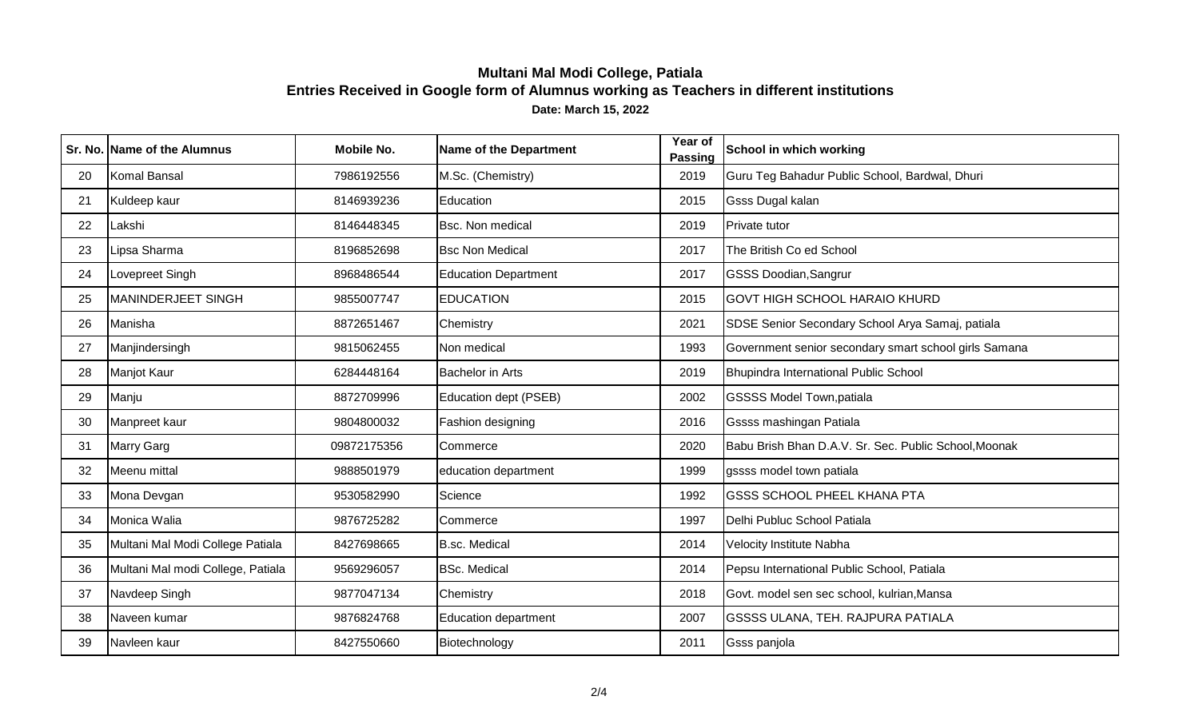# Multani Mal Modi College, Patiala

## Entries Received in Google form of Alumnus working as Teachers in different institutions

**Date: March 15, 2022**

| Sr. No. | Name of the Alumnus | Mobile No. | Name of the Department | Year of Passing | School in which working |
|---|---|---|---|---|---|
| 20 | Komal Bansal | 7986192556 | M.Sc. (Chemistry) | 2019 | Guru Teg Bahadur Public School, Bardwal, Dhuri |
| 21 | Kuldeep kaur | 8146939236 | Education | 2015 | Gsss Dugal kalan |
| 22 | Lakshi | 8146448345 | Bsc. Non medical | 2019 | Private tutor |
| 23 | Lipsa Sharma | 8196852698 | Bsc Non Medical | 2017 | The British Co ed School |
| 24 | Lovepreet Singh | 8968486544 | Education Department | 2017 | GSSS Doodian,Sangrur |
| 25 | MANINDERJEET SINGH | 9855007747 | EDUCATION | 2015 | GOVT HIGH SCHOOL HARAIO KHURD |
| 26 | Manisha | 8872651467 | Chemistry | 2021 | SDSE Senior Secondary School Arya Samaj, patiala |
| 27 | Manjindersingh | 9815062455 | Non medical | 1993 | Government senior secondary smart school girls Samana |
| 28 | Manjot Kaur | 6284448164 | Bachelor in Arts | 2019 | Bhupindra International Public School |
| 29 | Manju | 8872709996 | Education dept (PSEB) | 2002 | GSSSS Model Town,patiala |
| 30 | Manpreet kaur | 9804800032 | Fashion designing | 2016 | Gssss mashingan Patiala |
| 31 | Marry Garg | 09872175356 | Commerce | 2020 | Babu Brish Bhan D.A.V. Sr. Sec. Public School,Moonak |
| 32 | Meenu mittal | 9888501979 | education department | 1999 | gssss model town patiala |
| 33 | Mona Devgan | 9530582990 | Science | 1992 | GSSS SCHOOL PHEEL KHANA PTA |
| 34 | Monica Walia | 9876725282 | Commerce | 1997 | Delhi Publuc School Patiala |
| 35 | Multani Mal Modi College Patiala | 8427698665 | B.sc. Medical | 2014 | Velocity Institute Nabha |
| 36 | Multani Mal modi College, Patiala | 9569296057 | BSc. Medical | 2014 | Pepsu International Public School, Patiala |
| 37 | Navdeep Singh | 9877047134 | Chemistry | 2018 | Govt. model sen sec school, kulrian,Mansa |
| 38 | Naveen kumar | 9876824768 | Education department | 2007 | GSSSS ULANA, TEH. RAJPURA PATIALA |
| 39 | Navleen kaur | 8427550660 | Biotechnology | 2011 | Gsss panjola |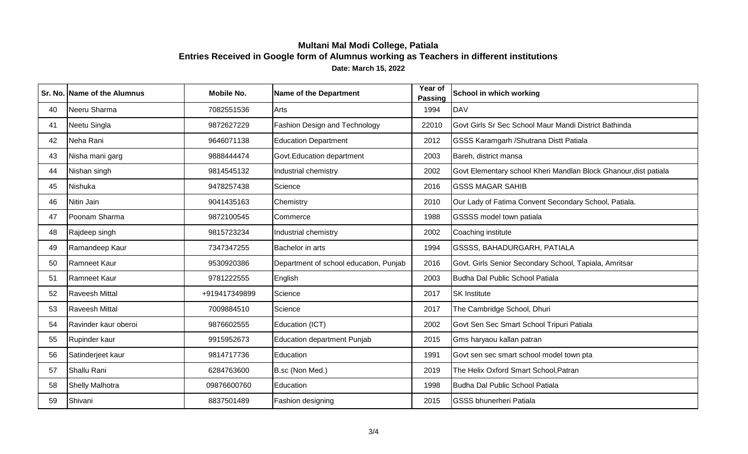# Multani Mal Modi College, Patiala

## Entries Received in Google form of Alumnus working as Teachers in different institutions

**Date: March 15, 2022**

| Sr. No. | Name of the Alumnus | Mobile No. | Name of the Department | Year of Passing | School in which working |
|---|---|---|---|---|---|
| 40 | Neeru Sharma | 7082551536 | Arts | 1994 | DAV |
| 41 | Neetu Singla | 9872627229 | Fashion Design and Technology | 22010 | Govt Girls Sr Sec School Maur Mandi District Bathinda |
| 42 | Neha Rani | 9646071138 | Education Department | 2012 | GSSS Karamgarh /Shutrana Distt Patiala |
| 43 | Nisha mani garg | 9888444474 | Govt.Education department | 2003 | Bareh, district mansa |
| 44 | Nishan singh | 9814545132 | Industrial chemistry | 2002 | Govt Elementary school Kheri Mandlan Block Ghanour,dist patiala |
| 45 | Nishuka | 9478257438 | Science | 2016 | GSSS MAGAR SAHIB |
| 46 | Nitin Jain | 9041435163 | Chemistry | 2010 | Our Lady of Fatima Convent Secondary School, Patiala. |
| 47 | Poonam Sharma | 9872100545 | Commerce | 1988 | GSSSS model town patiala |
| 48 | Rajdeep singh | 9815723234 | Industrial chemistry | 2002 | Coaching institute |
| 49 | Ramandeep Kaur | 7347347255 | Bachelor in arts | 1994 | GSSSS, BAHADURGARH, PATIALA |
| 50 | Ramneet Kaur | 9530920386 | Department of school education, Punjab | 2016 | Govt. Girls Senior Secondary School, Tapiala, Amritsar |
| 51 | Ramneet Kaur | 9781222555 | English | 2003 | Budha Dal Public School Patiala |
| 52 | Raveesh Mittal | +919417349899 | Science | 2017 | SK Institute |
| 53 | Raveesh Mittal | 7009884510 | Science | 2017 | The Cambridge School, Dhuri |
| 54 | Ravinder kaur oberoi | 9876602555 | Education (ICT) | 2002 | Govt Sen Sec Smart School Tripuri Patiala |
| 55 | Rupinder kaur | 9915952673 | Education department Punjab | 2015 | Gms haryaou kallan patran |
| 56 | Satinderjeet kaur | 9814717736 | Education | 1991 | Govt sen sec smart school model town pta |
| 57 | Shallu Rani | 6284763600 | B.sc (Non Med.) | 2019 | The Helix Oxford Smart School,Patran |
| 58 | Shelly Malhotra | 09876600760 | Education | 1998 | Budha Dal Public School Patiala |
| 59 | Shivani | 8837501489 | Fashion designing | 2015 | GSSS bhunerheri Patiala |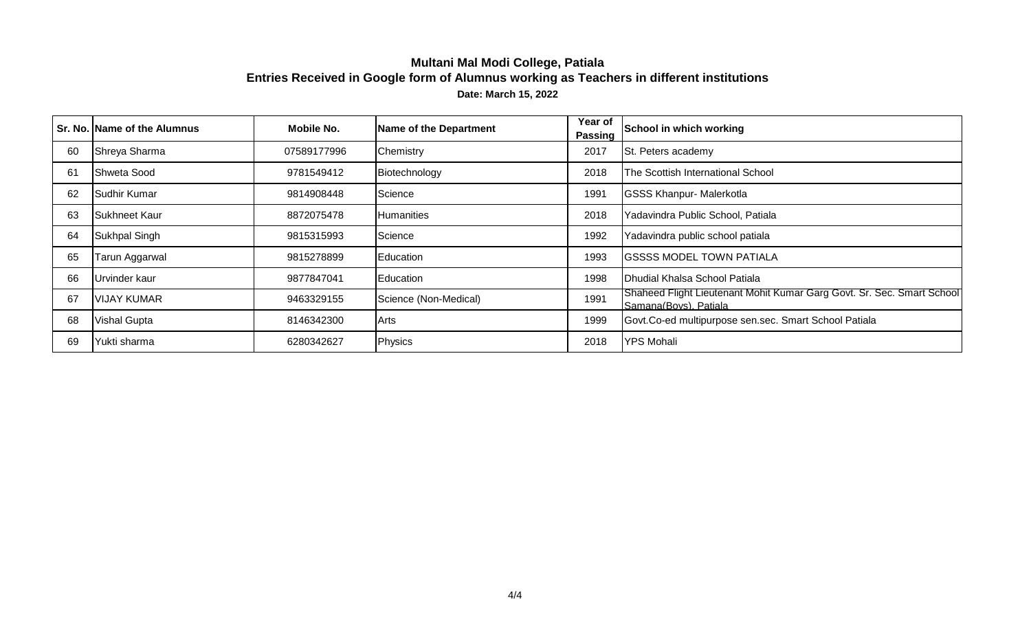# Multani Mal Modi College, Patiala

## Entries Received in Google form of Alumnus working as Teachers in different institutions

**Date: March 15, 2022**

| Sr. No. | Name of the Alumnus | Mobile No. | Name of the Department | Year of Passing | School in which working |
|---|---|---|---|---|---|
| 60 | Shreya Sharma | 07589177996 | Chemistry | 2017 | St. Peters academy |
| 61 | Shweta Sood | 9781549412 | Biotechnology | 2018 | The Scottish International School |
| 62 | Sudhir Kumar | 9814908448 | Science | 1991 | GSSS Khanpur- Malerkotla |
| 63 | Sukhneet Kaur | 8872075478 | Humanities | 2018 | Yadavindra Public School, Patiala |
| 64 | Sukhpal Singh | 9815315993 | Science | 1992 | Yadavindra public school patiala |
| 65 | Tarun Aggarwal | 9815278899 | Education | 1993 | GSSSS MODEL TOWN PATIALA |
| 66 | Urvinder kaur | 9877847041 | Education | 1998 | Dhudial Khalsa School Patiala |
| 67 | VIJAY KUMAR | 9463329155 | Science (Non-Medical) | 1991 | Shaheed Flight Lieutenant Mohit Kumar Garg Govt. Sr. Sec. Smart School Samana(Boys), Patiala |
| 68 | Vishal Gupta | 8146342300 | Arts | 1999 | Govt.Co-ed multipurpose sen.sec. Smart School Patiala |
| 69 | Yukti sharma | 6280342627 | Physics | 2018 | YPS Mohali |